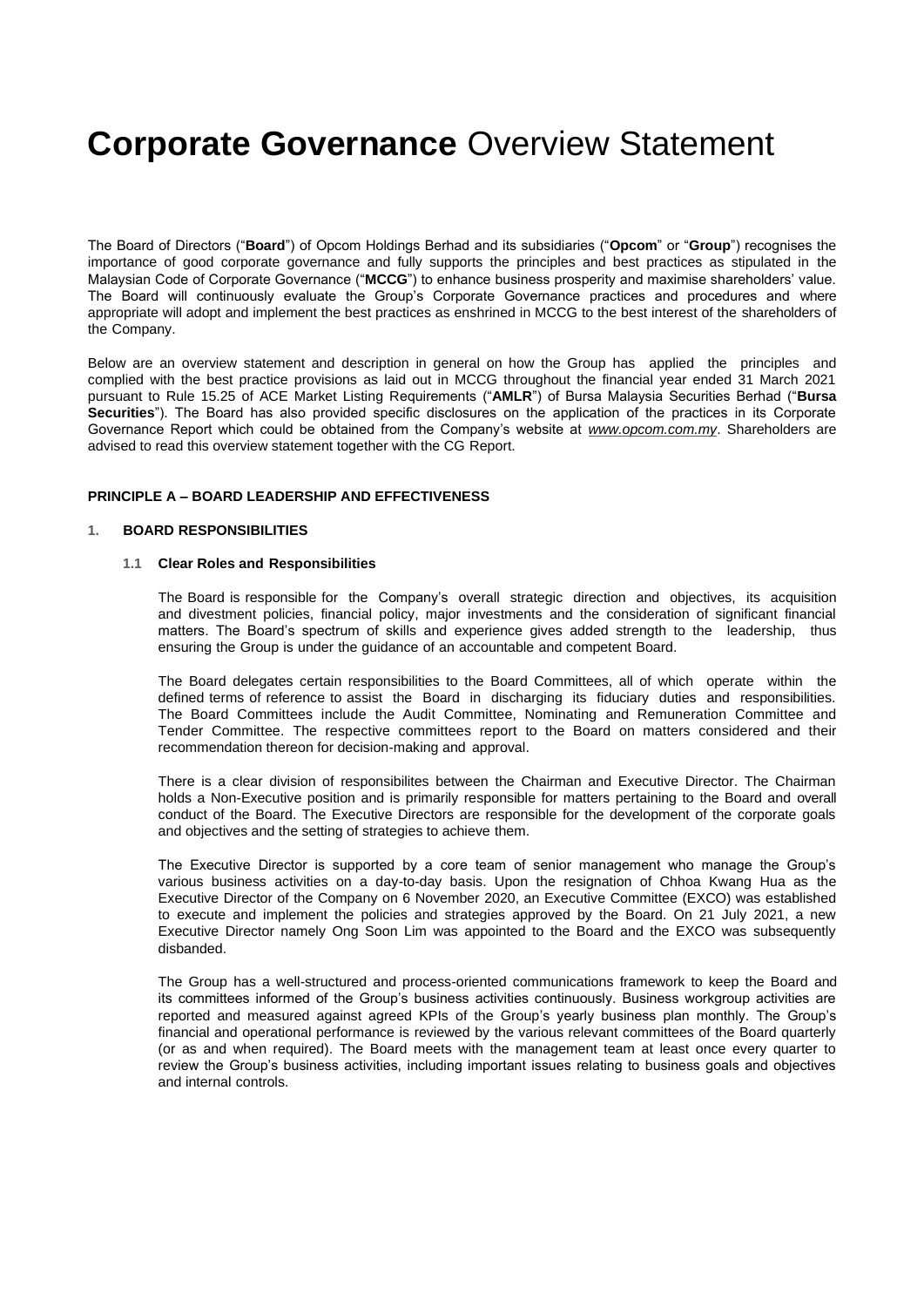# **Corporate Governance** Overview Statement

The Board of Directors ("**Board**") of Opcom Holdings Berhad and its subsidiaries ("**Opcom**" or "**Group**") recognises the importance of good corporate governance and fully supports the principles and best practices as stipulated in the Malaysian Code of Corporate Governance ("**MCCG**") to enhance business prosperity and maximise shareholders' value. The Board will continuously evaluate the Group's Corporate Governance practices and procedures and where appropriate will adopt and implement the best practices as enshrined in MCCG to the best interest of the shareholders of the Company.

Below are an overview statement and description in general on how the Group has applied the principles and complied with the best practice provisions as laid out in MCCG throughout the financial year ended 31 March 2021 pursuant to Rule 15.25 of ACE Market Listing Requirements ("**AMLR**") of Bursa Malaysia Securities Berhad ("**Bursa Securities**"). The Board has also provided specific disclosures on the application of the practices in its Corporate Governance Report which could be obtained from the Company's website at *www.opcom.com.my*. Shareholders are advised to read this overview statement together with the CG Report.

## PRINCIPLE A – BOARD LEADERSHIP AND EFFECTIVENESS

### 1. BOARD RESPONSIBILITIES

#### 1.1 Clear Roles and Responsibilities

The Board is responsible for the Company's overall strategic direction and objectives, its acquisition and divestment policies, financial policy, major investments and the consideration of significant financial matters. The Board's spectrum of skills and experience gives added strength to the leadership, thus ensuring the Group is under the guidance of an accountable and competent Board.

The Board delegates certain responsibilities to the Board Committees, all of which operate within the defined terms of reference to assist the Board in discharging its fiduciary duties and responsibilities. The Board Committees include the Audit Committee, Nominating and Remuneration Committee and Tender Committee. The respective committees report to the Board on matters considered and their recommendation thereon for decision-making and approval.

There is a clear division of responsibilites between the Chairman and Executive Director. The Chairman holds a Non-Executive position and is primarily responsible for matters pertaining to the Board and overall conduct of the Board. The Executive Directors are responsible for the development of the corporate goals and objectives and the setting of strategies to achieve them.

The Executive Director is supported by a core team of senior management who manage the Group's various business activities on a day-to-day basis. Upon the resignation of Chhoa Kwang Hua as the Executive Director of the Company on 6 November 2020, an Executive Committee (EXCO) was established to execute and implement the policies and strategies approved by the Board. On 21 July 2021, a new Executive Director namely Ong Soon Lim was appointed to the Board and the EXCO was subsequently disbanded.

The Group has a well-structured and process-oriented communications framework to keep the Board and its committees informed of the Group's business activities continuously. Business workgroup activities are reported and measured against agreed KPIs of the Group's yearly business plan monthly. The Group's financial and operational performance is reviewed by the various relevant committees of the Board quarterly (or as and when required). The Board meets with the management team at least once every quarter to review the Group's business activities, including important issues relating to business goals and objectives and internal controls.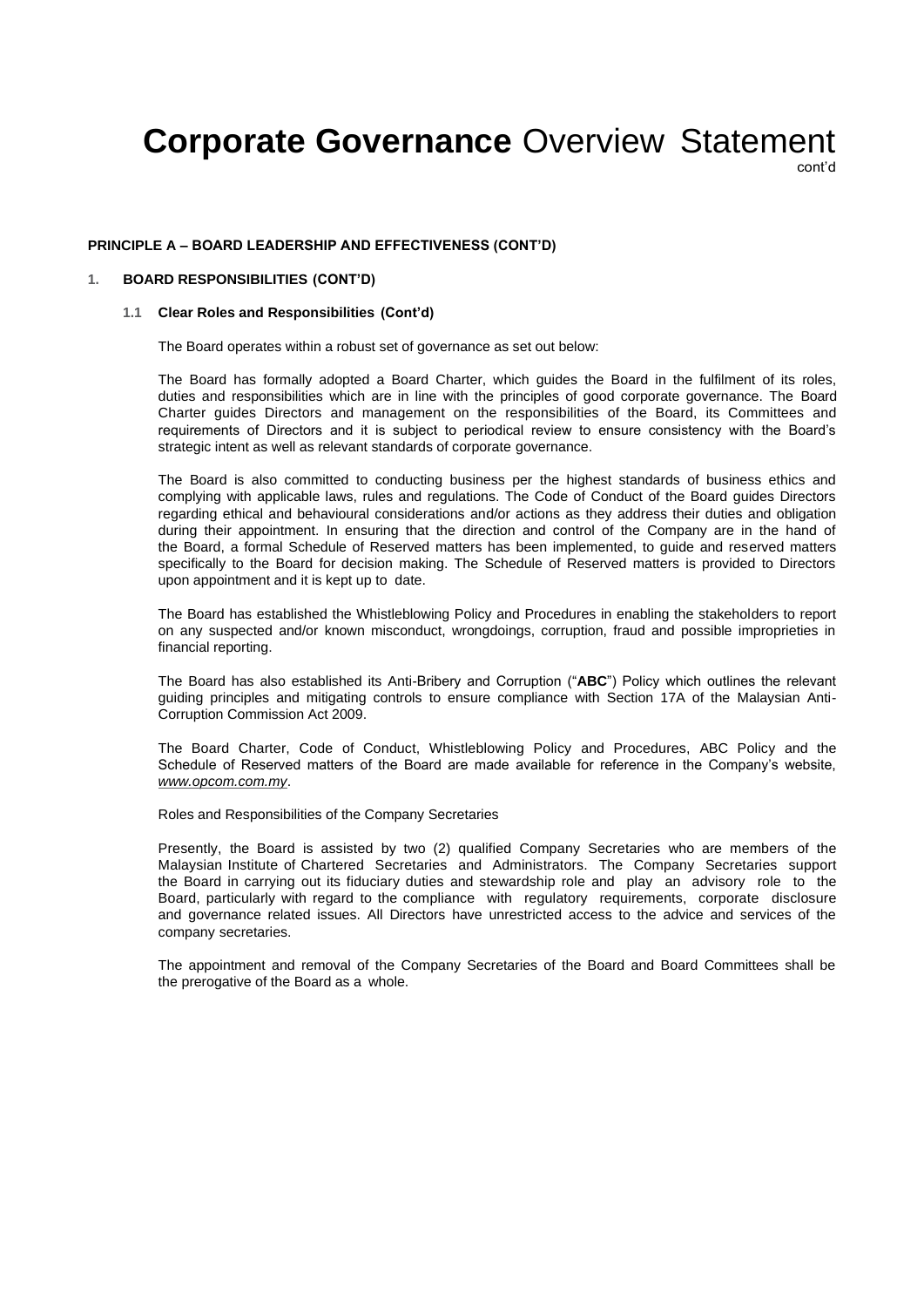# **Corporate Governance** Overview Statement

cont'd

**PRINCIPLE A – BOARD LEADERSHIP AND EFFECTIVENESS (CONT'D)**

**1. BOARD RESPONSIBILITIES (CONT'D)**

**1.1 Clear Roles and Responsibilities (Cont'd)**

The Board operates within a robust set of governance as set out below:

The Board has formally adopted a Board Charter, which guides the Board in the fulfilment of its roles, duties and responsibilities which are in line with the principles of good corporate governance. The Board Charter guides Directors and management on the responsibilities of the Board, its Committees and requirements of Directors and it is subject to periodical review to ensure consistency with the Board's strategic intent as well as relevant standards of corporate governance.

The Board is also committed to conducting business per the highest standards of business ethics and complying with applicable laws, rules and regulations. The Code of Conduct of the Board guides Directors regarding ethical and behavioural considerations and/or actions as they address their duties and obligation during their appointment. In ensuring that the direction and control of the Company are in the hand of the Board, a formal Schedule of Reserved matters has been implemented, to guide and reserved matters specifically to the Board for decision making. The Schedule of Reserved matters is provided to Directors upon appointment and it is kept up to date.

The Board has established the Whistleblowing Policy and Procedures in enabling the stakeholders to report on any suspected and/or known misconduct, wrongdoings, corruption, fraud and possible improprieties in financial reporting.

The Board has also established its Anti-Bribery and Corruption ("**ABC**") Policy which outlines the relevant guiding principles and mitigating controls to ensure compliance with Section 17A of the Malaysian Anti-Corruption Commission Act 2009.

The Board Charter, Code of Conduct, Whistleblowing Policy and Procedures, ABC Policy and the Schedule of Reserved matters of the Board are made available for reference in the Company's website, *www.opcom.com.my*.

Roles and Responsibilities of the Company Secretaries

Presently, the Board is assisted by two (2) qualified Company Secretaries who are members of the Malaysian Institute of Chartered Secretaries and Administrators. The Company Secretaries support the Board in carrying out its fiduciary duties and stewardship role and play an advisory role to the Board, particularly with regard to the compliance with regulatory requirements, corporate disclosure and governance related issues. All Directors have unrestricted access to the advice and services of the company secretaries.

The appointment and removal of the Company Secretaries of the Board and Board Committees shall be the prerogative of the Board as a whole.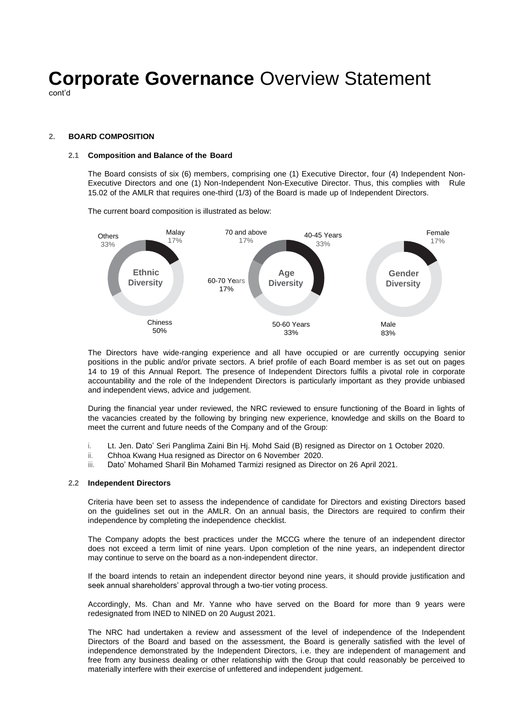## 2. BOARD COMPOSITION

### 2.1 Composition and Balance of the Board

The Board consists of six (6) members, comprising one (1) Executive Director, four (4) Independent Non-Executive Directors and one (1) Non-Independent Non-Executive Director. Thus, this complies with Rule 15.02 of the AMLR that requires one-third (1/3) of the Board is made up of Independent Directors.

The current board composition is illustrated as below:

**Ethnic Diversity**: Malay 17%, Chiness 50%, Others 33%

**Age Diversity**: 40-45 Years 33%, 50-60 Years 33%, 60-70 Years 17%, 70 and above 17%

**Gender Diversity**: Female 17%, Male 83%

The Directors have wide-ranging experience and all have occupied or are currently occupying senior positions in the public and/or private sectors. A brief profile of each Board member is as set out on pages 14 to 19 of this Annual Report. The presence of Independent Directors fulfils a pivotal role in corporate accountability and the role of the Independent Directors is particularly important as they provide unbiased and independent views, advice and judgement.

During the financial year under reviewed, the NRC reviewed to ensure functioning of the Board in lights of the vacancies created by the following by bringing new experience, knowledge and skills on the Board to meet the current and future needs of the Company and of the Group:

i. Lt. Jen. Dato' Seri Panglima Zaini Bin Hj. Mohd Said (B) resigned as Director on 1 October 2020.
ii. Chhoa Kwang Hua resigned as Director on 6 November 2020.
iii. Dato' Mohamed Sharil Bin Mohamed Tarmizi resigned as Director on 26 April 2021.

### 2.2 Independent Directors

Criteria have been set to assess the independence of candidate for Directors and existing Directors based on the guidelines set out in the AMLR. On an annual basis, the Directors are required to confirm their independence by completing the independence checklist.

The Company adopts the best practices under the MCCG where the tenure of an independent director does not exceed a term limit of nine years. Upon completion of the nine years, an independent director may continue to serve on the board as a non-independent director.

If the board intends to retain an independent director beyond nine years, it should provide justification and seek annual shareholders' approval through a two-tier voting process.

Accordingly, Ms. Chan and Mr. Yanne who have served on the Board for more than 9 years were redesignated from INED to NINED on 20 August 2021.

The NRC had undertaken a review and assessment of the level of independence of the Independent Directors of the Board and based on the assessment, the Board is generally satisfied with the level of independence demonstrated by the Independent Directors, i.e. they are independent of management and free from any business dealing or other relationship with the Group that could reasonably be perceived to materially interfere with their exercise of unfettered and independent judgement.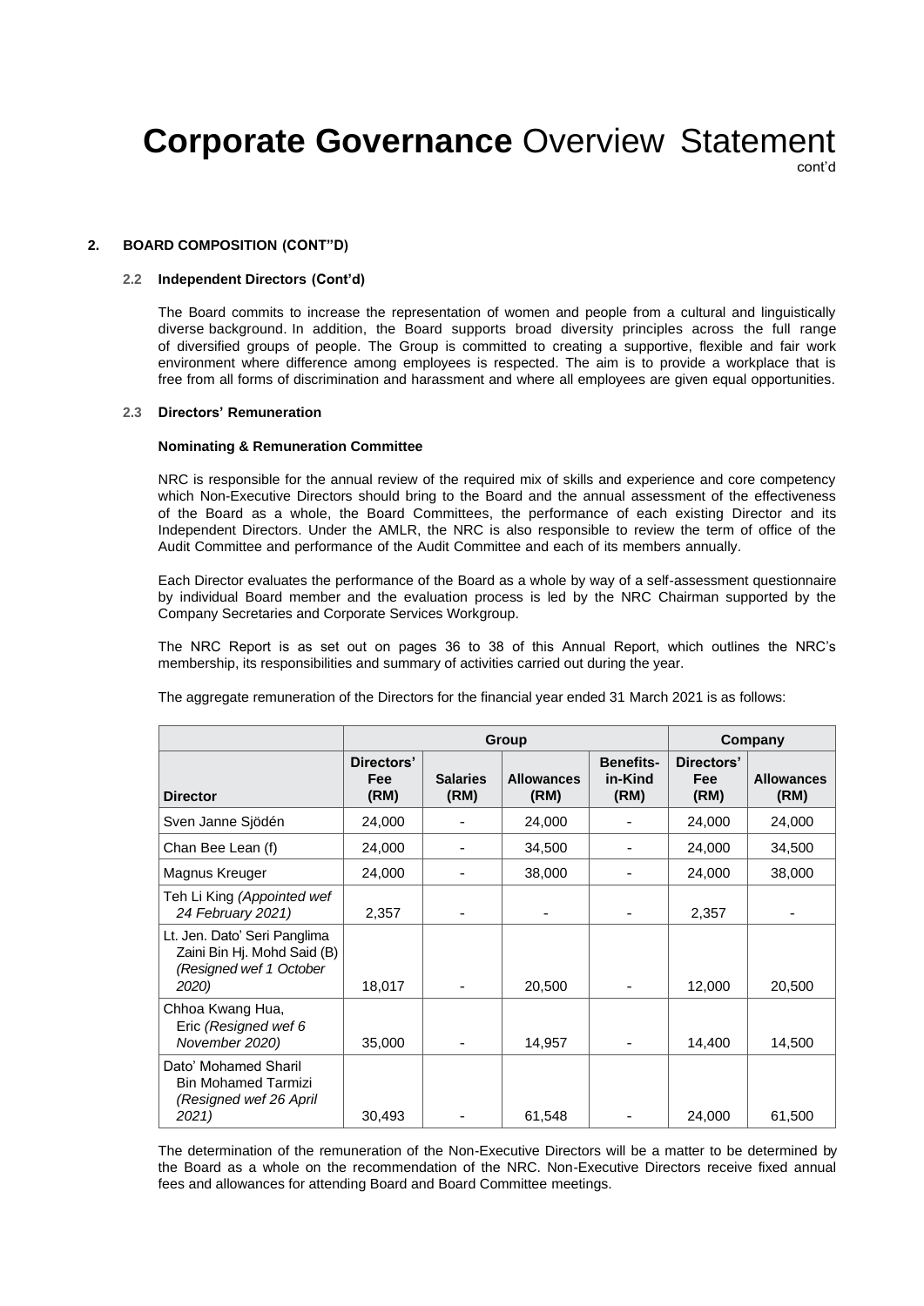# **Corporate Governance** Overview Statement

cont'd

## 2. BOARD COMPOSITION (CONT"D)

### 2.2 Independent Directors (Cont'd)

The Board commits to increase the representation of women and people from a cultural and linguistically diverse background. In addition, the Board supports broad diversity principles across the full range of diversified groups of people. The Group is committed to creating a supportive, flexible and fair work environment where difference among employees is respected. The aim is to provide a workplace that is free from all forms of discrimination and harassment and where all employees are given equal opportunities.

### 2.3 Directors' Remuneration

**Nominating & Remuneration Committee**

NRC is responsible for the annual review of the required mix of skills and experience and core competency which Non-Executive Directors should bring to the Board and the annual assessment of the effectiveness of the Board as a whole, the Board Committees, the performance of each existing Director and its Independent Directors. Under the AMLR, the NRC is also responsible to review the term of office of the Audit Committee and performance of the Audit Committee and each of its members annually.

Each Director evaluates the performance of the Board as a whole by way of a self-assessment questionnaire by individual Board member and the evaluation process is led by the NRC Chairman supported by the Company Secretaries and Corporate Services Workgroup.

The NRC Report is as set out on pages 36 to 38 of this Annual Report, which outlines the NRC's membership, its responsibilities and summary of activities carried out during the year.

The aggregate remuneration of the Directors for the financial year ended 31 March 2021 is as follows:

| | Group | | | | Company | |
|---|---|---|---|---|---|---|
| **Director** | **Directors' Fee (RM)** | **Salaries (RM)** | **Allowances (RM)** | **Benefits-in-Kind (RM)** | **Directors' Fee (RM)** | **Allowances (RM)** |
| Sven Janne Sjödén | 24,000 | - | 24,000 | - | 24,000 | 24,000 |
| Chan Bee Lean (f) | 24,000 | - | 34,500 | - | 24,000 | 34,500 |
| Magnus Kreuger | 24,000 | - | 38,000 | - | 24,000 | 38,000 |
| Teh Li King *(Appointed wef 24 February 2021)* | 2,357 | - | - | - | 2,357 | - |
| Lt. Jen. Dato' Seri Panglima Zaini Bin Hj. Mohd Said (B) *(Resigned wef 1 October 2020)* | 18,017 | - | 20,500 | - | 12,000 | 20,500 |
| Chhoa Kwang Hua, Eric *(Resigned wef 6 November 2020)* | 35,000 | - | 14,957 | - | 14,400 | 14,500 |
| Dato' Mohamed Sharil Bin Mohamed Tarmizi *(Resigned wef 26 April 2021)* | 30,493 | - | 61,548 | - | 24,000 | 61,500 |

The determination of the remuneration of the Non-Executive Directors will be a matter to be determined by the Board as a whole on the recommendation of the NRC. Non-Executive Directors receive fixed annual fees and allowances for attending Board and Board Committee meetings.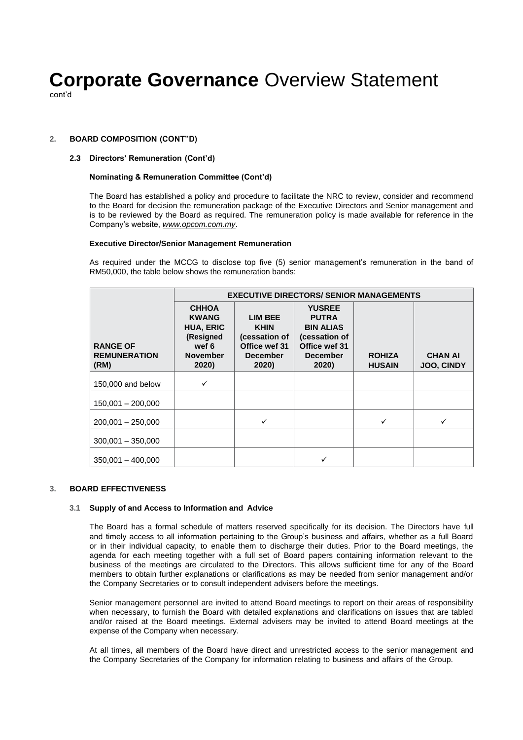# **Corporate Governance** Overview Statement

cont'd

**2. BOARD COMPOSITION (CONT"D)**

**2.3 Directors' Remuneration (Cont'd)**

**Nominating & Remuneration Committee (Cont'd)**

The Board has established a policy and procedure to facilitate the NRC to review, consider and recommend to the Board for decision the remuneration package of the Executive Directors and Senior management and is to be reviewed by the Board as required. The remuneration policy is made available for reference in the Company's website, *www.opcom.com.my*.

**Executive Director/Senior Management Remuneration**

As required under the MCCG to disclose top five (5) senior management's remuneration in the band of RM50,000, the table below shows the remuneration bands:

| | **EXECUTIVE DIRECTORS/ SENIOR MANAGEMENTS** | | | | |
|---|---|---|---|---|---|
| **RANGE OF REMUNERATION (RM)** | **CHHOA KWANG HUA, ERIC (Resigned wef 6 November 2020)** | **LIM BEE KHIN (cessation of Office wef 31 December 2020)** | **YUSREE PUTRA BIN ALIAS (cessation of Office wef 31 December 2020)** | **ROHIZA HUSAIN** | **CHAN AI JOO, CINDY** |
| 150,000 and below | ✓ | | | | |
| 150,001 – 200,000 | | | | | |
| 200,001 – 250,000 | | ✓ | | ✓ | ✓ |
| 300,001 – 350,000 | | | | | |
| 350,001 – 400,000 | | | ✓ | | |

**3. BOARD EFFECTIVENESS**

**3.1 Supply of and Access to Information and Advice**

The Board has a formal schedule of matters reserved specifically for its decision. The Directors have full and timely access to all information pertaining to the Group's business and affairs, whether as a full Board or in their individual capacity, to enable them to discharge their duties. Prior to the Board meetings, the agenda for each meeting together with a full set of Board papers containing information relevant to the business of the meetings are circulated to the Directors. This allows sufficient time for any of the Board members to obtain further explanations or clarifications as may be needed from senior management and/or the Company Secretaries or to consult independent advisers before the meetings.

Senior management personnel are invited to attend Board meetings to report on their areas of responsibility when necessary, to furnish the Board with detailed explanations and clarifications on issues that are tabled and/or raised at the Board meetings. External advisers may be invited to attend Board meetings at the expense of the Company when necessary.

At all times, all members of the Board have direct and unrestricted access to the senior management and the Company Secretaries of the Company for information relating to business and affairs of the Group.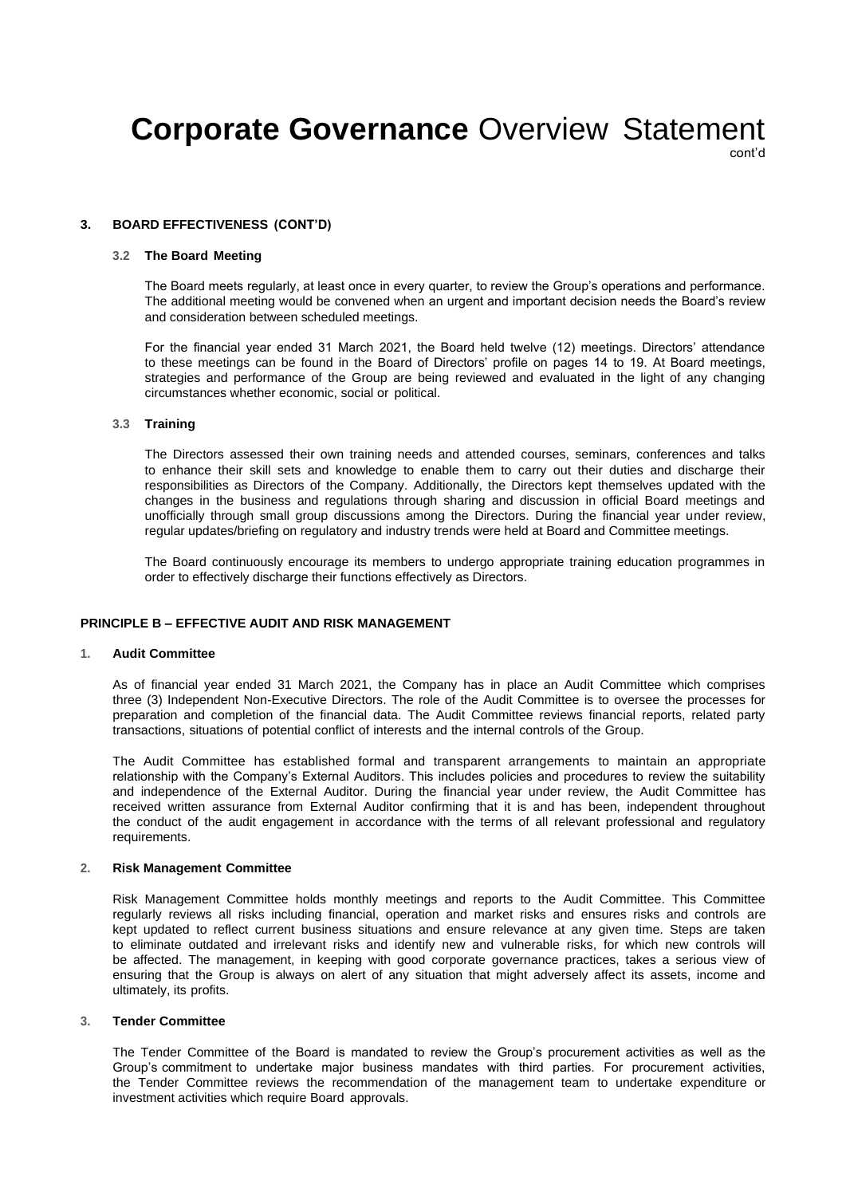# **Corporate Governance** Overview Statement

cont'd

### 3. BOARD EFFECTIVENESS (CONT'D)

#### 3.2 The Board Meeting

The Board meets regularly, at least once in every quarter, to review the Group's operations and performance. The additional meeting would be convened when an urgent and important decision needs the Board's review and consideration between scheduled meetings.

For the financial year ended 31 March 2021, the Board held twelve (12) meetings. Directors' attendance to these meetings can be found in the Board of Directors' profile on pages 14 to 19. At Board meetings, strategies and performance of the Group are being reviewed and evaluated in the light of any changing circumstances whether economic, social or political.

#### 3.3 Training

The Directors assessed their own training needs and attended courses, seminars, conferences and talks to enhance their skill sets and knowledge to enable them to carry out their duties and discharge their responsibilities as Directors of the Company. Additionally, the Directors kept themselves updated with the changes in the business and regulations through sharing and discussion in official Board meetings and unofficially through small group discussions among the Directors. During the financial year under review, regular updates/briefing on regulatory and industry trends were held at Board and Committee meetings.

The Board continuously encourage its members to undergo appropriate training education programmes in order to effectively discharge their functions effectively as Directors.

## PRINCIPLE B – EFFECTIVE AUDIT AND RISK MANAGEMENT

### 1. Audit Committee

As of financial year ended 31 March 2021, the Company has in place an Audit Committee which comprises three (3) Independent Non-Executive Directors. The role of the Audit Committee is to oversee the processes for preparation and completion of the financial data. The Audit Committee reviews financial reports, related party transactions, situations of potential conflict of interests and the internal controls of the Group.

The Audit Committee has established formal and transparent arrangements to maintain an appropriate relationship with the Company's External Auditors. This includes policies and procedures to review the suitability and independence of the External Auditor. During the financial year under review, the Audit Committee has received written assurance from External Auditor confirming that it is and has been, independent throughout the conduct of the audit engagement in accordance with the terms of all relevant professional and regulatory requirements.

### 2. Risk Management Committee

Risk Management Committee holds monthly meetings and reports to the Audit Committee. This Committee regularly reviews all risks including financial, operation and market risks and ensures risks and controls are kept updated to reflect current business situations and ensure relevance at any given time. Steps are taken to eliminate outdated and irrelevant risks and identify new and vulnerable risks, for which new controls will be affected. The management, in keeping with good corporate governance practices, takes a serious view of ensuring that the Group is always on alert of any situation that might adversely affect its assets, income and ultimately, its profits.

### 3. Tender Committee

The Tender Committee of the Board is mandated to review the Group's procurement activities as well as the Group's commitment to undertake major business mandates with third parties. For procurement activities, the Tender Committee reviews the recommendation of the management team to undertake expenditure or investment activities which require Board approvals.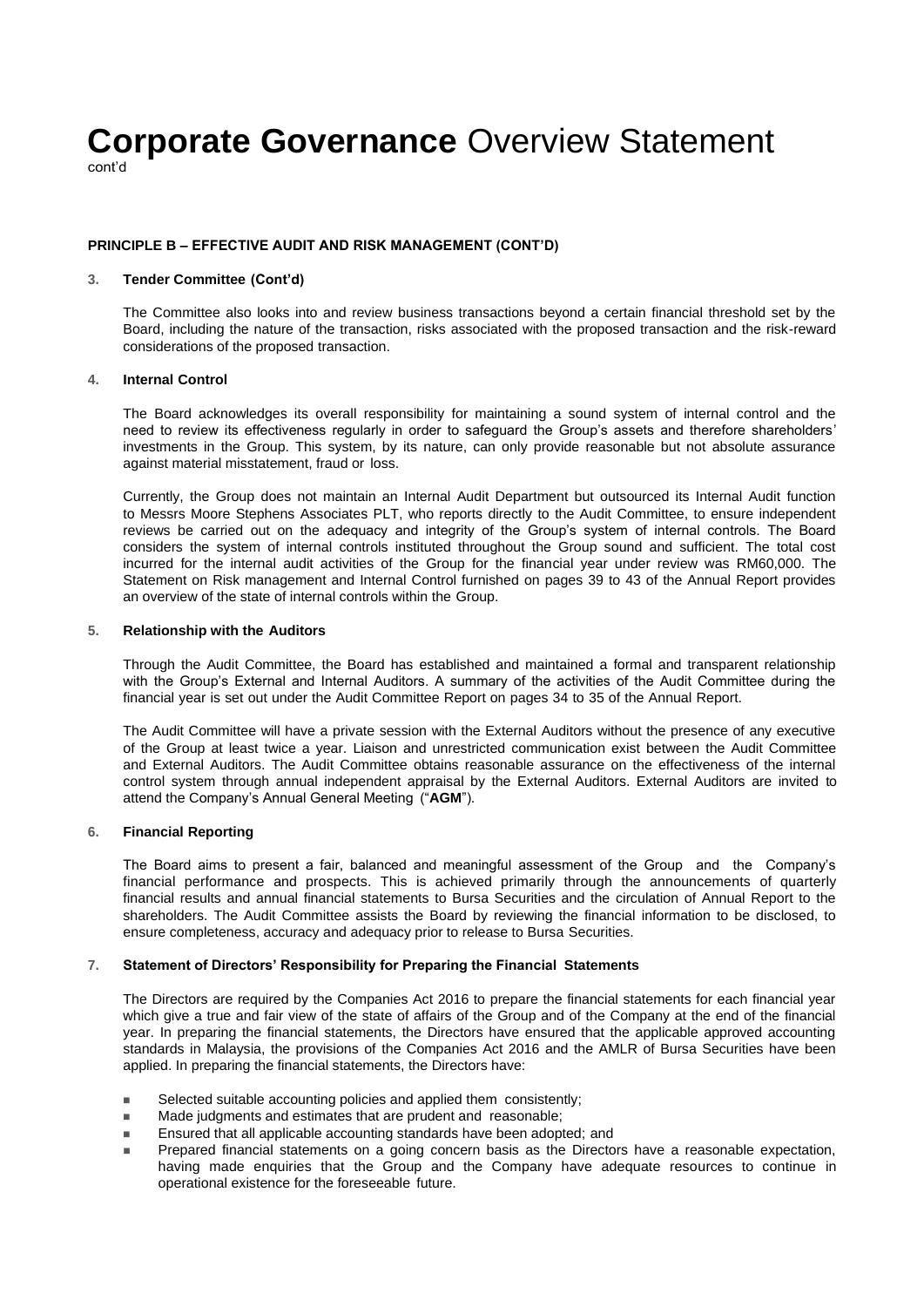# **Corporate Governance** Overview Statement

cont'd

**PRINCIPLE B – EFFECTIVE AUDIT AND RISK MANAGEMENT (CONT'D)**

**3. Tender Committee (Cont'd)**

The Committee also looks into and review business transactions beyond a certain financial threshold set by the Board, including the nature of the transaction, risks associated with the proposed transaction and the risk-reward considerations of the proposed transaction.

**4. Internal Control**

The Board acknowledges its overall responsibility for maintaining a sound system of internal control and the need to review its effectiveness regularly in order to safeguard the Group's assets and therefore shareholders' investments in the Group. This system, by its nature, can only provide reasonable but not absolute assurance against material misstatement, fraud or loss.

Currently, the Group does not maintain an Internal Audit Department but outsourced its Internal Audit function to Messrs Moore Stephens Associates PLT, who reports directly to the Audit Committee, to ensure independent reviews be carried out on the adequacy and integrity of the Group's system of internal controls. The Board considers the system of internal controls instituted throughout the Group sound and sufficient. The total cost incurred for the internal audit activities of the Group for the financial year under review was RM60,000. The Statement on Risk management and Internal Control furnished on pages 39 to 43 of the Annual Report provides an overview of the state of internal controls within the Group.

**5. Relationship with the Auditors**

Through the Audit Committee, the Board has established and maintained a formal and transparent relationship with the Group's External and Internal Auditors. A summary of the activities of the Audit Committee during the financial year is set out under the Audit Committee Report on pages 34 to 35 of the Annual Report.

The Audit Committee will have a private session with the External Auditors without the presence of any executive of the Group at least twice a year. Liaison and unrestricted communication exist between the Audit Committee and External Auditors. The Audit Committee obtains reasonable assurance on the effectiveness of the internal control system through annual independent appraisal by the External Auditors. External Auditors are invited to attend the Company's Annual General Meeting ("**AGM**").

**6. Financial Reporting**

The Board aims to present a fair, balanced and meaningful assessment of the Group and the Company's financial performance and prospects. This is achieved primarily through the announcements of quarterly financial results and annual financial statements to Bursa Securities and the circulation of Annual Report to the shareholders. The Audit Committee assists the Board by reviewing the financial information to be disclosed, to ensure completeness, accuracy and adequacy prior to release to Bursa Securities.

**7. Statement of Directors' Responsibility for Preparing the Financial Statements**

The Directors are required by the Companies Act 2016 to prepare the financial statements for each financial year which give a true and fair view of the state of affairs of the Group and of the Company at the end of the financial year. In preparing the financial statements, the Directors have ensured that the applicable approved accounting standards in Malaysia, the provisions of the Companies Act 2016 and the AMLR of Bursa Securities have been applied. In preparing the financial statements, the Directors have:

- Selected suitable accounting policies and applied them consistently;
- Made judgments and estimates that are prudent and reasonable;
- Ensured that all applicable accounting standards have been adopted; and
- Prepared financial statements on a going concern basis as the Directors have a reasonable expectation, having made enquiries that the Group and the Company have adequate resources to continue in operational existence for the foreseeable future.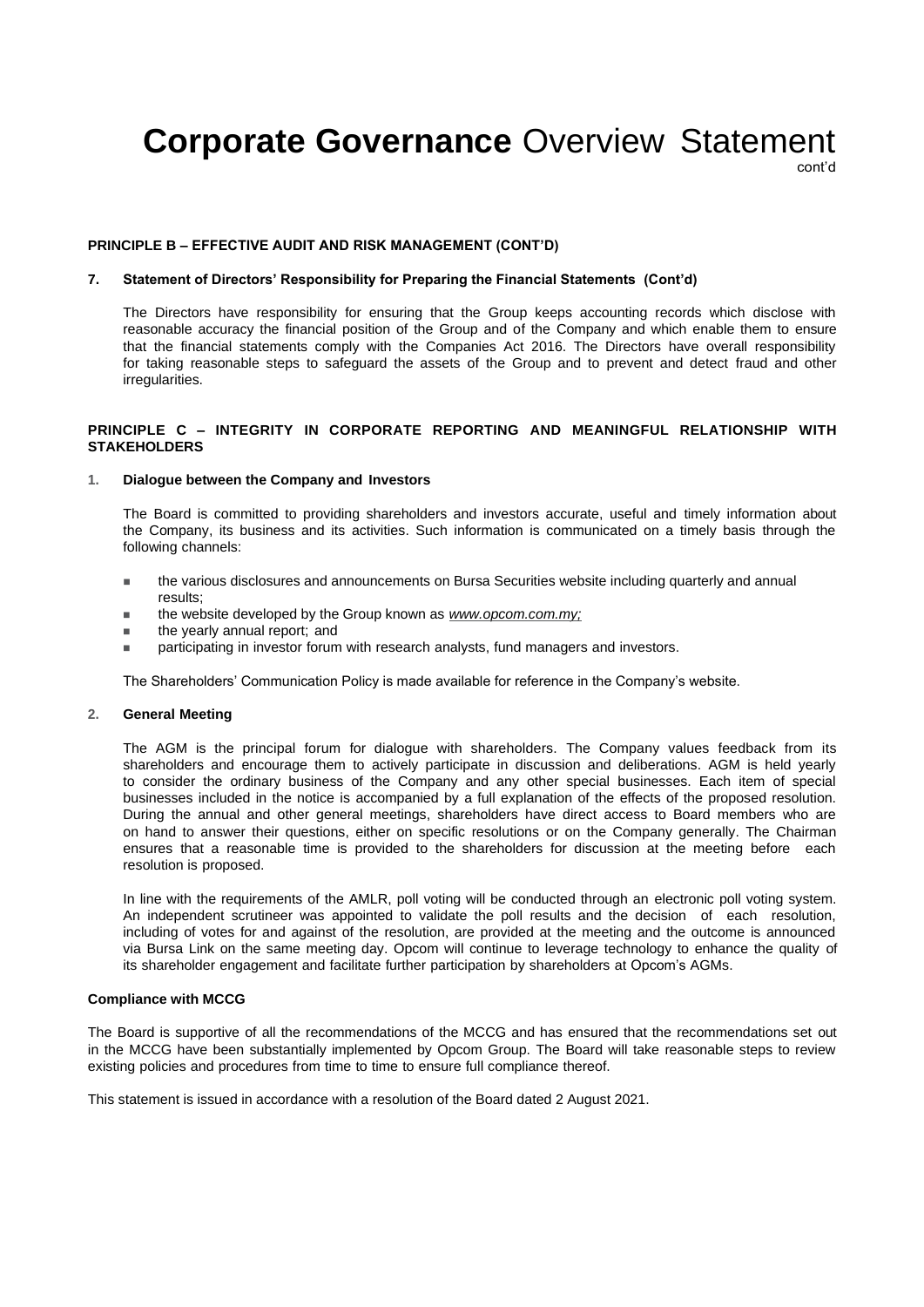# **Corporate Governance** Overview Statement

cont'd

**PRINCIPLE B – EFFECTIVE AUDIT AND RISK MANAGEMENT (CONT'D)**

**7. Statement of Directors' Responsibility for Preparing the Financial Statements (Cont'd)**

The Directors have responsibility for ensuring that the Group keeps accounting records which disclose with reasonable accuracy the financial position of the Group and of the Company and which enable them to ensure that the financial statements comply with the Companies Act 2016. The Directors have overall responsibility for taking reasonable steps to safeguard the assets of the Group and to prevent and detect fraud and other irregularities.

**PRINCIPLE C – INTEGRITY IN CORPORATE REPORTING AND MEANINGFUL RELATIONSHIP WITH STAKEHOLDERS**

**1. Dialogue between the Company and Investors**

The Board is committed to providing shareholders and investors accurate, useful and timely information about the Company, its business and its activities. Such information is communicated on a timely basis through the following channels:

- the various disclosures and announcements on Bursa Securities website including quarterly and annual results;
- the website developed by the Group known as *www.opcom.com.my;*
- the yearly annual report; and
- participating in investor forum with research analysts, fund managers and investors.

The Shareholders' Communication Policy is made available for reference in the Company's website.

**2. General Meeting**

The AGM is the principal forum for dialogue with shareholders. The Company values feedback from its shareholders and encourage them to actively participate in discussion and deliberations. AGM is held yearly to consider the ordinary business of the Company and any other special businesses. Each item of special businesses included in the notice is accompanied by a full explanation of the effects of the proposed resolution. During the annual and other general meetings, shareholders have direct access to Board members who are on hand to answer their questions, either on specific resolutions or on the Company generally. The Chairman ensures that a reasonable time is provided to the shareholders for discussion at the meeting before each resolution is proposed.

In line with the requirements of the AMLR, poll voting will be conducted through an electronic poll voting system. An independent scrutineer was appointed to validate the poll results and the decision of each resolution, including of votes for and against of the resolution, are provided at the meeting and the outcome is announced via Bursa Link on the same meeting day. Opcom will continue to leverage technology to enhance the quality of its shareholder engagement and facilitate further participation by shareholders at Opcom's AGMs.

**Compliance with MCCG**

The Board is supportive of all the recommendations of the MCCG and has ensured that the recommendations set out in the MCCG have been substantially implemented by Opcom Group. The Board will take reasonable steps to review existing policies and procedures from time to time to ensure full compliance thereof.

This statement is issued in accordance with a resolution of the Board dated 2 August 2021.